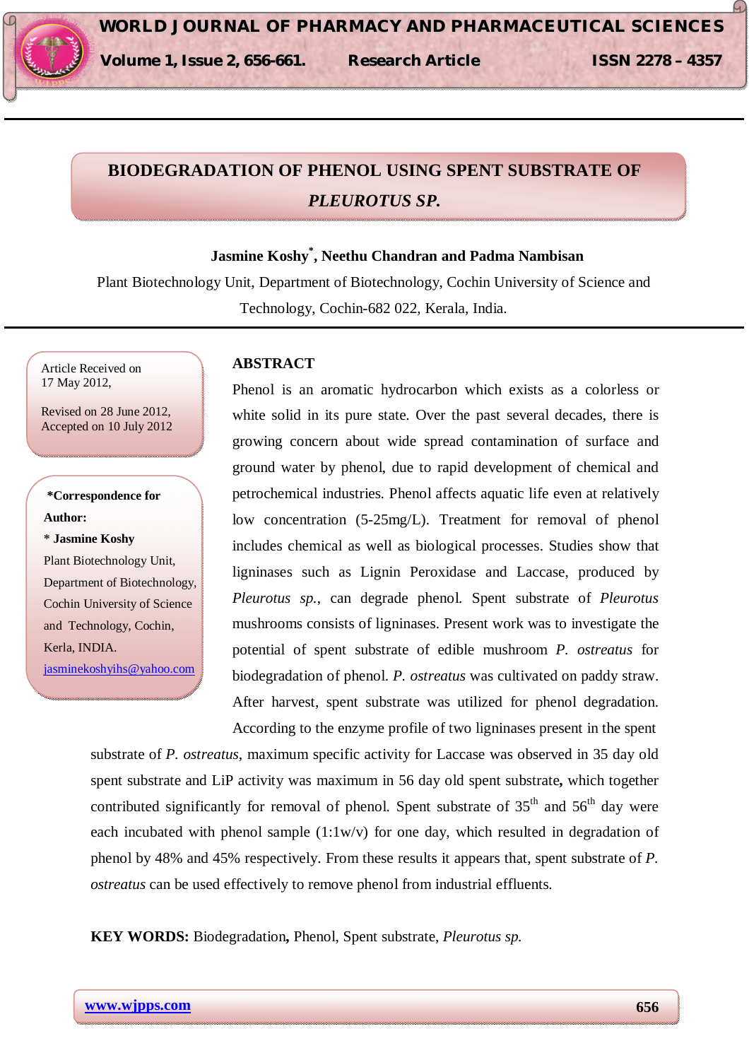# BIODEGRADATION OF PHENOL USING SPENT SUBSTRATE OF *PLEUROTUS SP.*

**Jasmine Koshy\*, Neethu Chandran and Padma Nambisan**

Plant Biotechnology Unit, Department of Biotechnology, Cochin University of Science and Technology, Cochin-682 022, Kerala, India.

Article Received on 17 May 2012,

Revised on 28 June 2012, Accepted on 10 July 2012

**\*Correspondence for Author:**

**\* Jasmine Koshy**

Plant Biotechnology Unit, Department of Biotechnology, Cochin University of Science and Technology, Cochin, Kerla, INDIA.

jasminekoshyihs@yahoo.com

## ABSTRACT

Phenol is an aromatic hydrocarbon which exists as a colorless or white solid in its pure state. Over the past several decades, there is growing concern about wide spread contamination of surface and ground water by phenol, due to rapid development of chemical and petrochemical industries. Phenol affects aquatic life even at relatively low concentration (5-25mg/L). Treatment for removal of phenol includes chemical as well as biological processes. Studies show that ligninases such as Lignin Peroxidase and Laccase, produced by *Pleurotus sp.*, can degrade phenol. Spent substrate of *Pleurotus* mushrooms consists of ligninases. Present work was to investigate the potential of spent substrate of edible mushroom *P. ostreatus* for biodegradation of phenol. *P. ostreatus* was cultivated on paddy straw. After harvest, spent substrate was utilized for phenol degradation. According to the enzyme profile of two ligninases present in the spent substrate of *P. ostreatus*, maximum specific activity for Laccase was observed in 35 day old spent substrate and LiP activity was maximum in 56 day old spent substrate**,** which together contributed significantly for removal of phenol. Spent substrate of $35^{th}$ and $56^{th}$ day were each incubated with phenol sample (1:1w/v) for one day, which resulted in degradation of phenol by 48% and 45% respectively. From these results it appears that, spent substrate of *P. ostreatus* can be used effectively to remove phenol from industrial effluents.

**KEY WORDS:** Biodegradation**,** Phenol, Spent substrate, *Pleurotus sp.*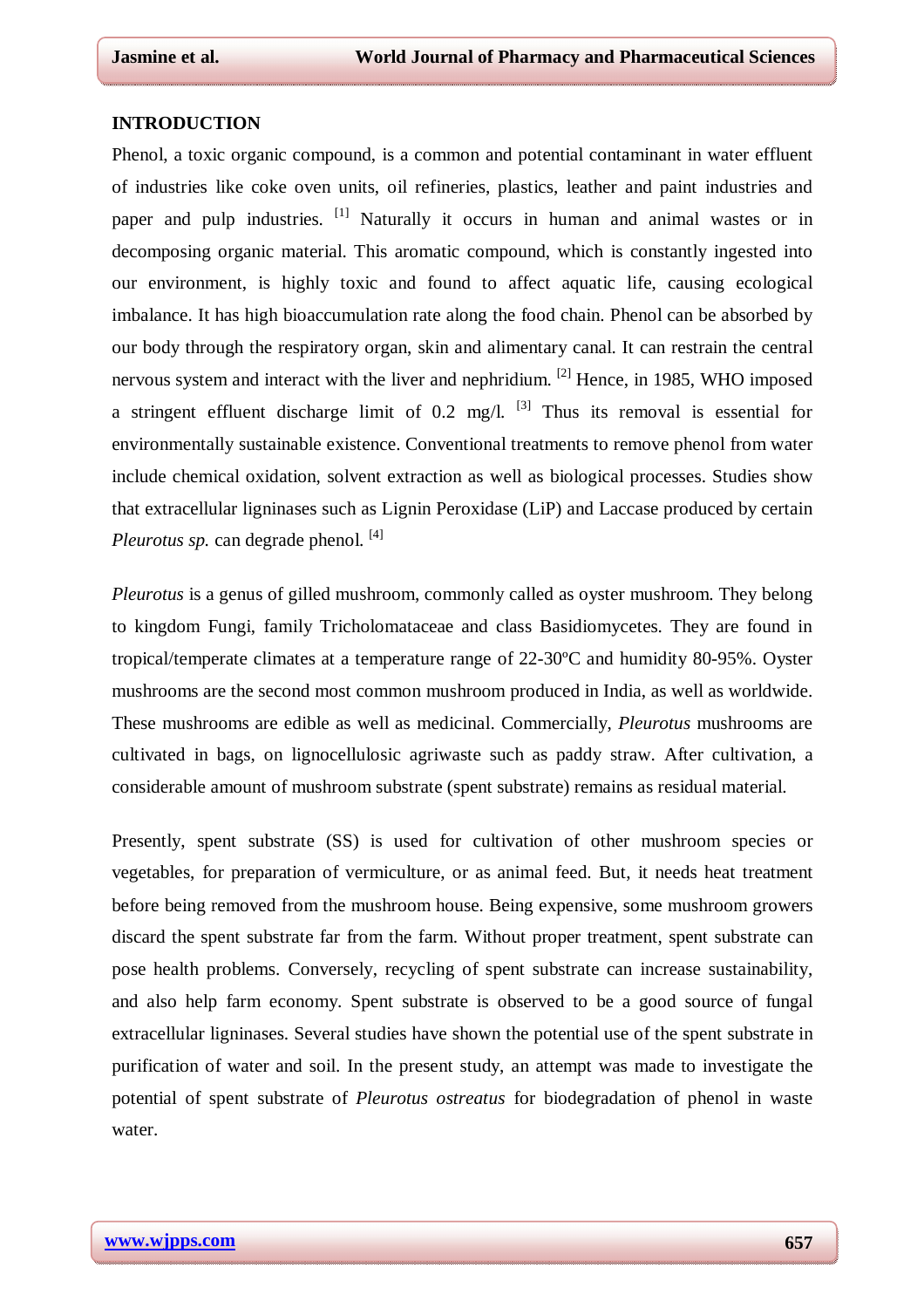## INTRODUCTION

Phenol, a toxic organic compound, is a common and potential contaminant in water effluent of industries like coke oven units, oil refineries, plastics, leather and paint industries and paper and pulp industries. [1] Naturally it occurs in human and animal wastes or in decomposing organic material. This aromatic compound, which is constantly ingested into our environment, is highly toxic and found to affect aquatic life, causing ecological imbalance. It has high bioaccumulation rate along the food chain. Phenol can be absorbed by our body through the respiratory organ, skin and alimentary canal. It can restrain the central nervous system and interact with the liver and nephridium. [2] Hence, in 1985, WHO imposed a stringent effluent discharge limit of 0.2 mg/l. [3] Thus its removal is essential for environmentally sustainable existence. Conventional treatments to remove phenol from water include chemical oxidation, solvent extraction as well as biological processes. Studies show that extracellular ligninases such as Lignin Peroxidase (LiP) and Laccase produced by certain *Pleurotus sp.* can degrade phenol. [4]

*Pleurotus* is a genus of gilled mushroom, commonly called as oyster mushroom. They belong to kingdom Fungi, family Tricholomataceae and class Basidiomycetes. They are found in tropical/temperate climates at a temperature range of 22-30ºC and humidity 80-95%. Oyster mushrooms are the second most common mushroom produced in India, as well as worldwide. These mushrooms are edible as well as medicinal. Commercially, *Pleurotus* mushrooms are cultivated in bags, on lignocellulosic agriwaste such as paddy straw. After cultivation, a considerable amount of mushroom substrate (spent substrate) remains as residual material.

Presently, spent substrate (SS) is used for cultivation of other mushroom species or vegetables, for preparation of vermiculture, or as animal feed. But, it needs heat treatment before being removed from the mushroom house. Being expensive, some mushroom growers discard the spent substrate far from the farm. Without proper treatment, spent substrate can pose health problems. Conversely, recycling of spent substrate can increase sustainability, and also help farm economy. Spent substrate is observed to be a good source of fungal extracellular ligninases. Several studies have shown the potential use of the spent substrate in purification of water and soil. In the present study, an attempt was made to investigate the potential of spent substrate of *Pleurotus ostreatus* for biodegradation of phenol in waste water.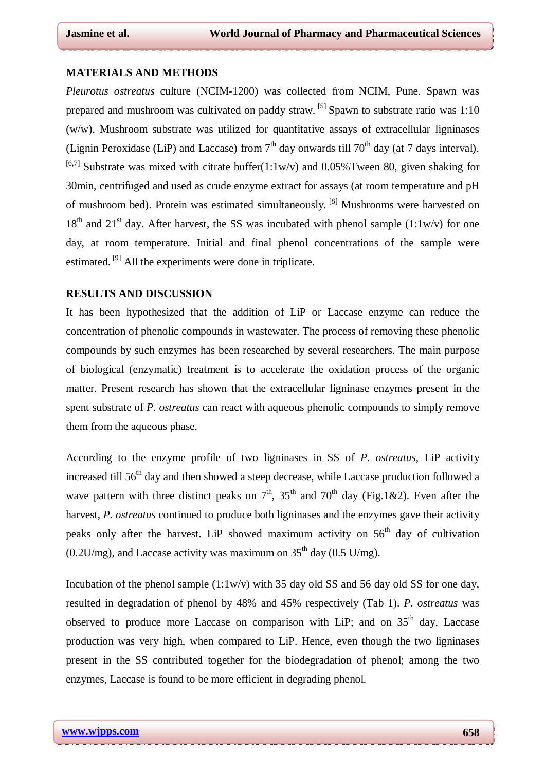## MATERIALS AND METHODS

*Pleurotus ostreatus* culture (NCIM-1200) was collected from NCIM, Pune. Spawn was prepared and mushroom was cultivated on paddy straw. [5] Spawn to substrate ratio was 1:10 (w/w). Mushroom substrate was utilized for quantitative assays of extracellular ligninases (Lignin Peroxidase (LiP) and Laccase) from 7th day onwards till 70th day (at 7 days interval). [6,7] Substrate was mixed with citrate buffer(1:1w/v) and 0.05%Tween 80, given shaking for 30min, centrifuged and used as crude enzyme extract for assays (at room temperature and pH of mushroom bed). Protein was estimated simultaneously. [8] Mushrooms were harvested on 18th and 21st day. After harvest, the SS was incubated with phenol sample (1:1w/v) for one day, at room temperature. Initial and final phenol concentrations of the sample were estimated. [9] All the experiments were done in triplicate.

## RESULTS AND DISCUSSION

It has been hypothesized that the addition of LiP or Laccase enzyme can reduce the concentration of phenolic compounds in wastewater. The process of removing these phenolic compounds by such enzymes has been researched by several researchers. The main purpose of biological (enzymatic) treatment is to accelerate the oxidation process of the organic matter. Present research has shown that the extracellular ligninase enzymes present in the spent substrate of *P. ostreatus* can react with aqueous phenolic compounds to simply remove them from the aqueous phase.

According to the enzyme profile of two ligninases in SS of *P. ostreatus*, LiP activity increased till 56th day and then showed a steep decrease, while Laccase production followed a wave pattern with three distinct peaks on 7th, 35th and 70th day (Fig.1&2). Even after the harvest, *P. ostreatus* continued to produce both ligninases and the enzymes gave their activity peaks only after the harvest. LiP showed maximum activity on 56th day of cultivation (0.2U/mg), and Laccase activity was maximum on 35th day (0.5 U/mg).

Incubation of the phenol sample (1:1w/v) with 35 day old SS and 56 day old SS for one day, resulted in degradation of phenol by 48% and 45% respectively (Tab 1). *P. ostreatus* was observed to produce more Laccase on comparison with LiP; and on 35th day, Laccase production was very high, when compared to LiP. Hence, even though the two ligninases present in the SS contributed together for the biodegradation of phenol; among the two enzymes, Laccase is found to be more efficient in degrading phenol.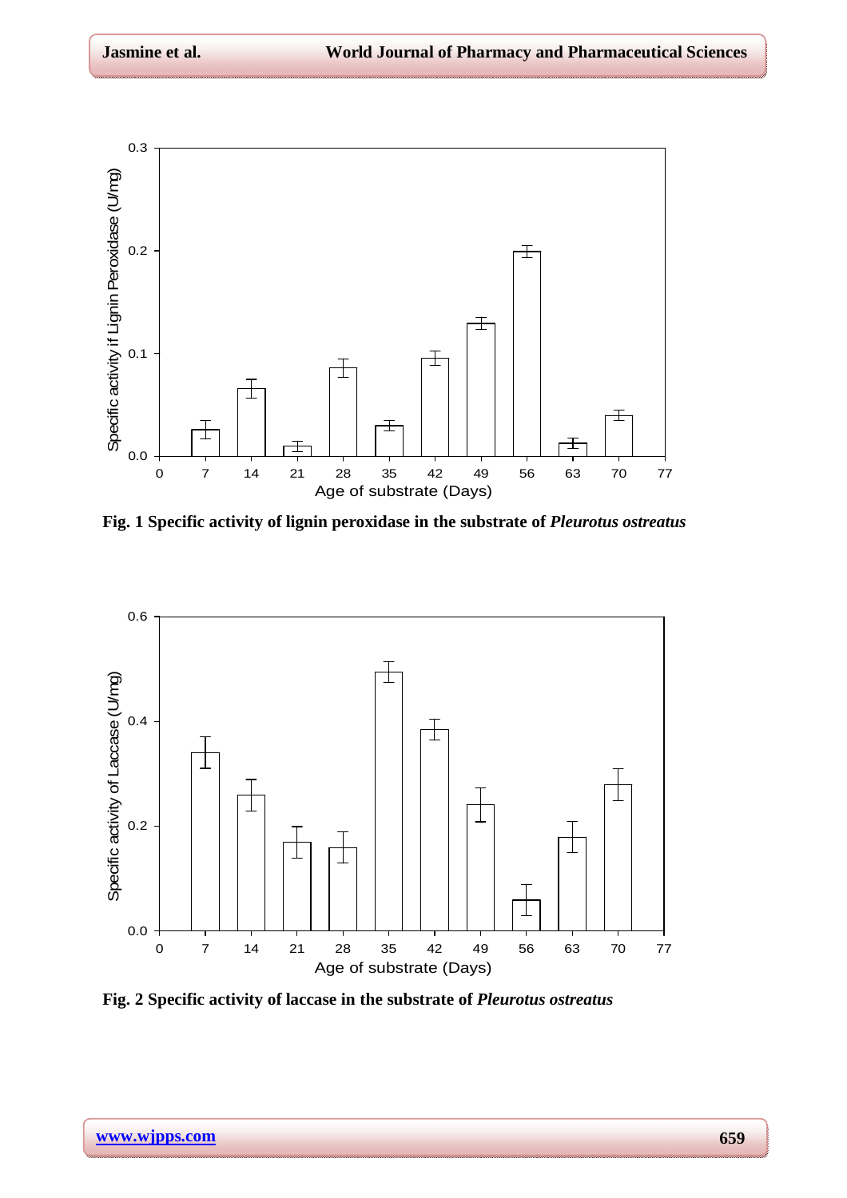Fig. 1 Specific activity of lignin peroxidase in the substrate of *Pleurotus ostreatus*

Fig. 2 Specific activity of laccase in the substrate of *Pleurotus ostreatus*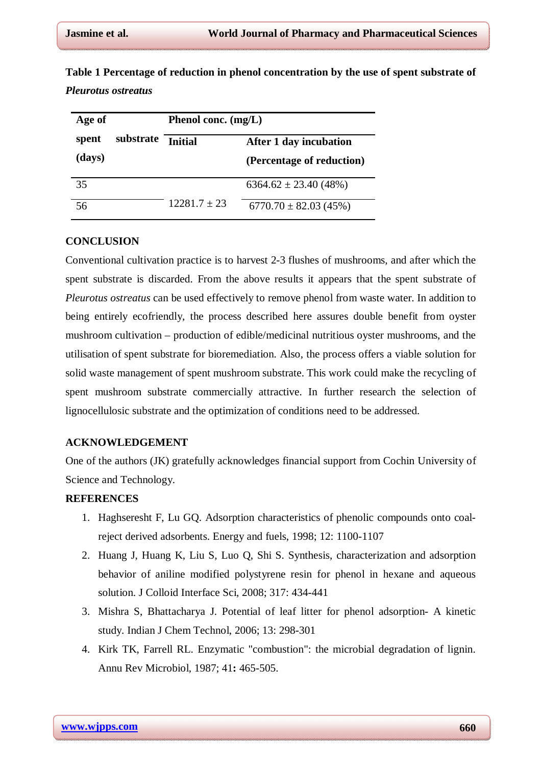**Table 1 Percentage of reduction in phenol concentration by the use of spent substrate of *Pleurotus ostreatus***

| Age of spent substrate (days) | Phenol conc. (mg/L) | |
|---|---|---|
| | Initial | After 1 day incubation (Percentage of reduction) |
| 35 | 12281.7 ± 23 | 6364.62 ± 23.40 (48%) |
| 56 | | 6770.70 ± 82.03 (45%) |

## CONCLUSION

Conventional cultivation practice is to harvest 2-3 flushes of mushrooms, and after which the spent substrate is discarded. From the above results it appears that the spent substrate of *Pleurotus ostreatus* can be used effectively to remove phenol from waste water. In addition to being entirely ecofriendly, the process described here assures double benefit from oyster mushroom cultivation – production of edible/medicinal nutritious oyster mushrooms, and the utilisation of spent substrate for bioremediation. Also, the process offers a viable solution for solid waste management of spent mushroom substrate. This work could make the recycling of spent mushroom substrate commercially attractive. In further research the selection of lignocellulosic substrate and the optimization of conditions need to be addressed.

## ACKNOWLEDGEMENT

One of the authors (JK) gratefully acknowledges financial support from Cochin University of Science and Technology.

## REFERENCES

1. Haghseresht F, Lu GQ. Adsorption characteristics of phenolic compounds onto coal-reject derived adsorbents. Energy and fuels, 1998; 12: 1100-1107
2. Huang J, Huang K, Liu S, Luo Q, Shi S. Synthesis, characterization and adsorption behavior of aniline modified polystyrene resin for phenol in hexane and aqueous solution. J Colloid Interface Sci, 2008; 317: 434-441
3. Mishra S, Bhattacharya J. Potential of leaf litter for phenol adsorption- A kinetic study. Indian J Chem Technol, 2006; 13: 298-301
4. Kirk TK, Farrell RL. Enzymatic "combustion": the microbial degradation of lignin. Annu Rev Microbiol, 1987; 41**:** 465-505.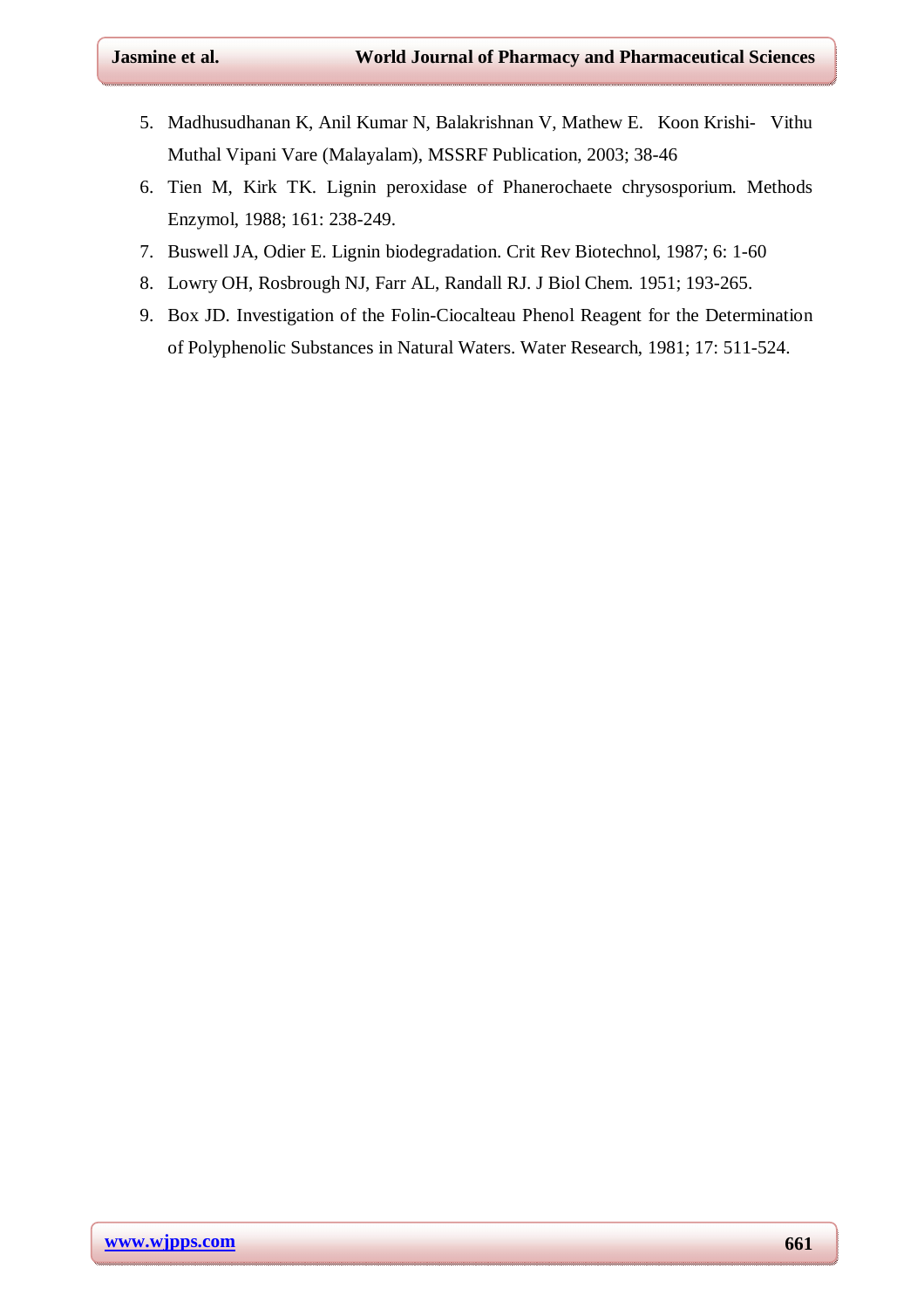5. Madhusudhanan K, Anil Kumar N, Balakrishnan V, Mathew E. Koon Krishi- Vithu Muthal Vipani Vare (Malayalam), MSSRF Publication, 2003; 38-46
6. Tien M, Kirk TK. Lignin peroxidase of Phanerochaete chrysosporium. Methods Enzymol, 1988; 161: 238-249.
7. Buswell JA, Odier E. Lignin biodegradation. Crit Rev Biotechnol, 1987; 6: 1-60
8. Lowry OH, Rosbrough NJ, Farr AL, Randall RJ. J Biol Chem. 1951; 193-265.
9. Box JD. Investigation of the Folin-Ciocalteau Phenol Reagent for the Determination of Polyphenolic Substances in Natural Waters. Water Research, 1981; 17: 511-524.